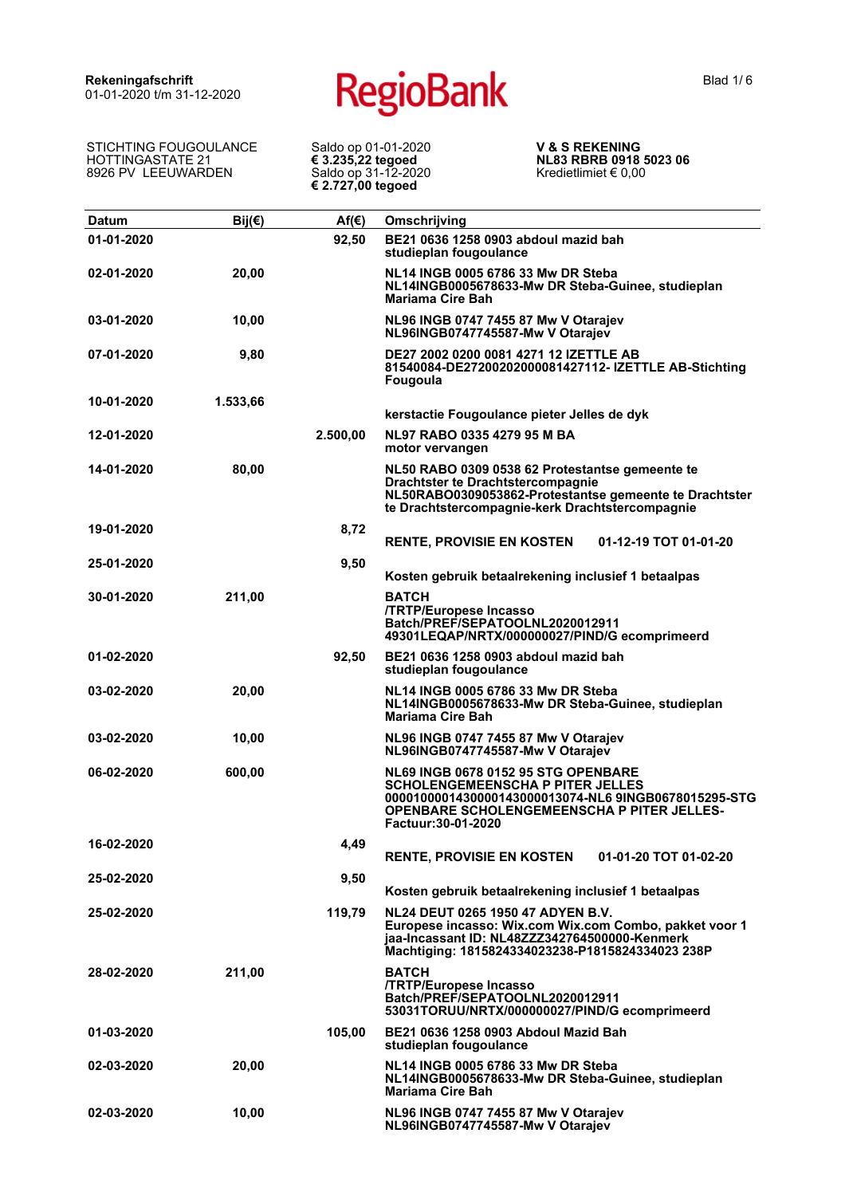**Rekeningafschrift**
01-01-2020 t/m 31-12-2020

RegioBank

STICHTING FOUGOULANCE
HOTTINGASTATE 21
8926 PV LEEUWARDEN

Saldo op 01-01-2020
**€ 3.235,22 tegoed**
Saldo op 31-12-2020
**€ 2.727,00 tegoed**

**V & S REKENING**
**NL83 RBRB 0918 5023 06**
Kredietlimiet € 0,00

| Datum | Bij(€) | Af(€) | Omschrijving |
|---|---|---|---|
| 01-01-2020 | | 92,50 | BE21 0636 1258 0903 abdoul mazid bah studieplan fougoulance |
| 02-01-2020 | 20,00 | | NL14 INGB 0005 6786 33 Mw DR Steba NL14INGB0005678633-Mw DR Steba-Guinee, studieplan Mariama Cire Bah |
| 03-01-2020 | 10,00 | | NL96 INGB 0747 7455 87 Mw V Otarajev NL96INGB0747745587-Mw V Otarajev |
| 07-01-2020 | 9,80 | | DE27 2002 0200 0081 4271 12 IZETTLE AB 81540084-DE27200202000081427112- IZETTLE AB-Stichting Fougoula |
| 10-01-2020 | 1.533,66 | | kerstactie Fougoulance pieter Jelles de dyk |
| 12-01-2020 | | 2.500,00 | NL97 RABO 0335 4279 95 M BA motor vervangen |
| 14-01-2020 | 80,00 | | NL50 RABO 0309 0538 62 Protestantse gemeente te Drachtster te Drachtstercompagnie NL50RABO0309053862-Protestantse gemeente te Drachtster te Drachtstercompagnie-kerk Drachtstercompagnie |
| 19-01-2020 | | 8,72 | RENTE, PROVISIE EN KOSTEN 01-12-19 TOT 01-01-20 |
| 25-01-2020 | | 9,50 | Kosten gebruik betaalrekening inclusief 1 betaalpas |
| 30-01-2020 | 211,00 | | BATCH /TRTP/Europese Incasso Batch/PREF/SEPATOOLNL2020012911 49301LEQAP/NRTX/000000027/PIND/G ecomprimeerd |
| 01-02-2020 | | 92,50 | BE21 0636 1258 0903 abdoul mazid bah studieplan fougoulance |
| 03-02-2020 | 20,00 | | NL14 INGB 0005 6786 33 Mw DR Steba NL14INGB0005678633-Mw DR Steba-Guinee, studieplan Mariama Cire Bah |
| 03-02-2020 | 10,00 | | NL96 INGB 0747 7455 87 Mw V Otarajev NL96INGB0747745587-Mw V Otarajev |
| 06-02-2020 | 600,00 | | NL69 INGB 0678 0152 95 STG OPENBARE SCHOLENGEMEENSCHA P PITER JELLES 000010000143000143000013074-NL6 9INGB0678015295-STG OPENBARE SCHOLENGEMEENSCHA P PITER JELLES-Factuur:30-01-2020 |
| 16-02-2020 | | 4,49 | RENTE, PROVISIE EN KOSTEN 01-01-20 TOT 01-02-20 |
| 25-02-2020 | | 9,50 | Kosten gebruik betaalrekening inclusief 1 betaalpas |
| 25-02-2020 | | 119,79 | NL24 DEUT 0265 1950 47 ADYEN B.V. Europese incasso: Wix.com Wix.com Combo, pakket voor 1 jaa-Incassant ID: NL48ZZZ342764500000-Kenmerk Machtiging: 1815824334023238-P1815824334023 238P |
| 28-02-2020 | 211,00 | | BATCH /TRTP/Europese Incasso Batch/PREF/SEPATOOLNL2020012911 53031TORUU/NRTX/000000027/PIND/G ecomprimeerd |
| 01-03-2020 | | 105,00 | BE21 0636 1258 0903 Abdoul Mazid Bah studieplan fougoulance |
| 02-03-2020 | 20,00 | | NL14 INGB 0005 6786 33 Mw DR Steba NL14INGB0005678633-Mw DR Steba-Guinee, studieplan Mariama Cire Bah |
| 02-03-2020 | 10,00 | | NL96 INGB 0747 7455 87 Mw V Otarajev NL96INGB0747745587-Mw V Otarajev |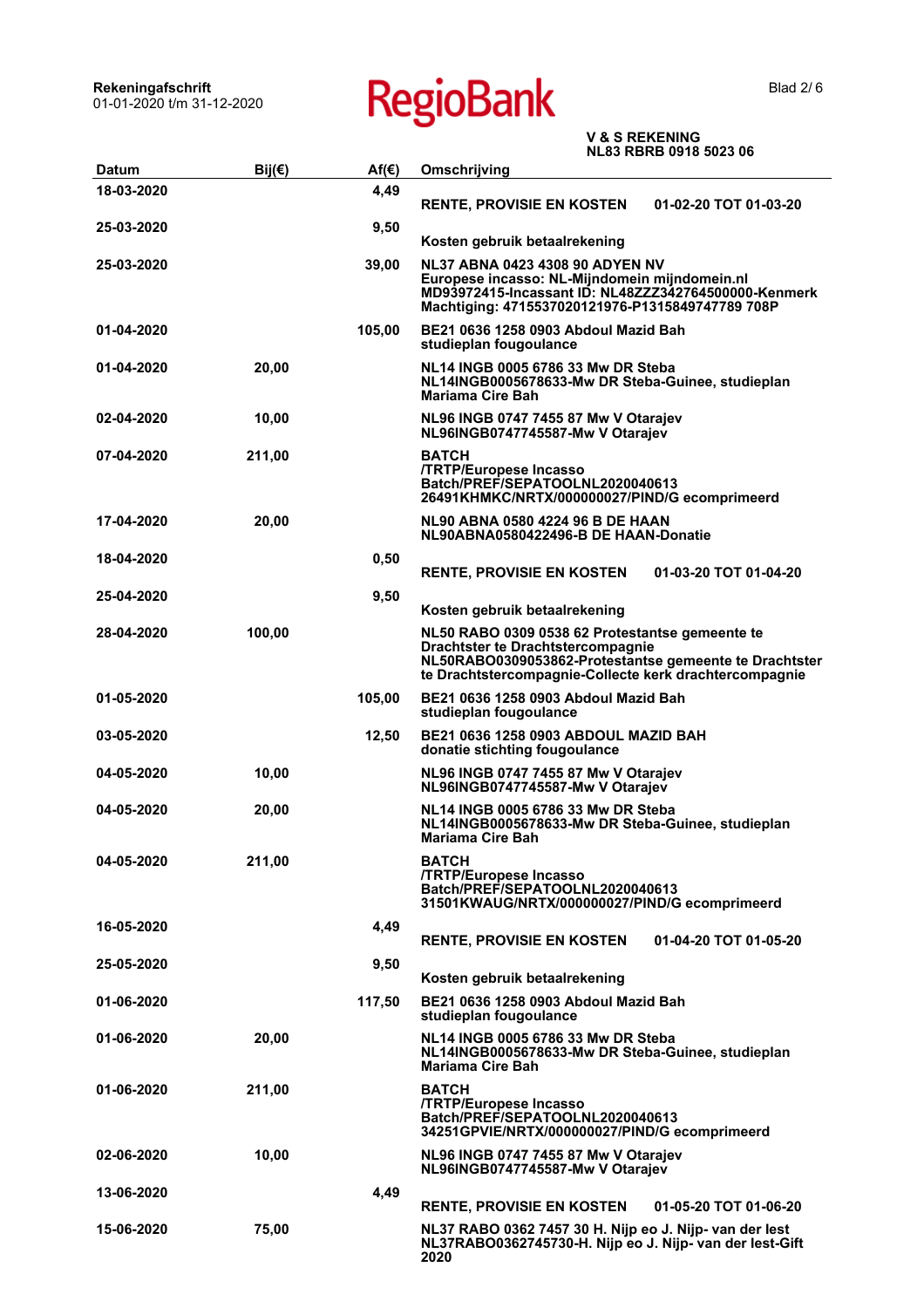**Rekeningafschrift**
01-01-2020 t/m 31-12-2020

RegioBank

**V & S REKENING**
**NL83 RBRB 0918 5023 06**

| Datum | Bij(€) | Af(€) | Omschrijving |
|---|---|---|---|
| 18-03-2020 | | 4,49 | RENTE, PROVISIE EN KOSTEN 01-02-20 TOT 01-03-20 |
| 25-03-2020 | | 9,50 | Kosten gebruik betaalrekening |
| 25-03-2020 | | 39,00 | NL37 ABNA 0423 4308 90 ADYEN NV Europese incasso: NL-Mijndomein mijndomein.nl MD93972415-Incassant ID: NL48ZZZ342764500000-Kenmerk Machtiging: 4715537020121976-P1315849747789 708P |
| 01-04-2020 | | 105,00 | BE21 0636 1258 0903 Abdoul Mazid Bah studieplan fougoulance |
| 01-04-2020 | 20,00 | | NL14 INGB 0005 6786 33 Mw DR Steba NL14INGB0005678633-Mw DR Steba-Guinee, studieplan Mariama Cire Bah |
| 02-04-2020 | 10,00 | | NL96 INGB 0747 7455 87 Mw V Otarajev NL96INGB0747745587-Mw V Otarajev |
| 07-04-2020 | 211,00 | | BATCH /TRTP/Europese Incasso Batch/PREF/SEPATOOLNL2020040613 26491KHMKC/NRTX/000000027/PIND/G ecomprimeerd |
| 17-04-2020 | 20,00 | | NL90 ABNA 0580 4224 96 B DE HAAN NL90ABNA0580422496-B DE HAAN-Donatie |
| 18-04-2020 | | 0,50 | RENTE, PROVISIE EN KOSTEN 01-03-20 TOT 01-04-20 |
| 25-04-2020 | | 9,50 | Kosten gebruik betaalrekening |
| 28-04-2020 | 100,00 | | NL50 RABO 0309 0538 62 Protestantse gemeente te Drachtster te Drachtstercompagnie NL50RABO0309053862-Protestantse gemeente te Drachtster te Drachtstercompagnie-Collecte kerk drachtercompagnie |
| 01-05-2020 | | 105,00 | BE21 0636 1258 0903 Abdoul Mazid Bah studieplan fougoulance |
| 03-05-2020 | | 12,50 | BE21 0636 1258 0903 ABDOUL MAZID BAH donatie stichting fougoulance |
| 04-05-2020 | 10,00 | | NL96 INGB 0747 7455 87 Mw V Otarajev NL96INGB0747745587-Mw V Otarajev |
| 04-05-2020 | 20,00 | | NL14 INGB 0005 6786 33 Mw DR Steba NL14INGB0005678633-Mw DR Steba-Guinee, studieplan Mariama Cire Bah |
| 04-05-2020 | 211,00 | | BATCH /TRTP/Europese Incasso Batch/PREF/SEPATOOLNL2020040613 31501KWAUG/NRTX/000000027/PIND/G ecomprimeerd |
| 16-05-2020 | | 4,49 | RENTE, PROVISIE EN KOSTEN 01-04-20 TOT 01-05-20 |
| 25-05-2020 | | 9,50 | Kosten gebruik betaalrekening |
| 01-06-2020 | | 117,50 | BE21 0636 1258 0903 Abdoul Mazid Bah studieplan fougoulance |
| 01-06-2020 | 20,00 | | NL14 INGB 0005 6786 33 Mw DR Steba NL14INGB0005678633-Mw DR Steba-Guinee, studieplan Mariama Cire Bah |
| 01-06-2020 | 211,00 | | BATCH /TRTP/Europese Incasso Batch/PREF/SEPATOOLNL2020040613 34251GPVIE/NRTX/000000027/PIND/G ecomprimeerd |
| 02-06-2020 | 10,00 | | NL96 INGB 0747 7455 87 Mw V Otarajev NL96INGB0747745587-Mw V Otarajev |
| 13-06-2020 | | 4,49 | RENTE, PROVISIE EN KOSTEN 01-05-20 TOT 01-06-20 |
| 15-06-2020 | 75,00 | | NL37 RABO 0362 7457 30 H. Nijp eo J. Nijp- van der lest NL37RABO0362745730-H. Nijp eo J. Nijp- van der lest-Gift 2020 |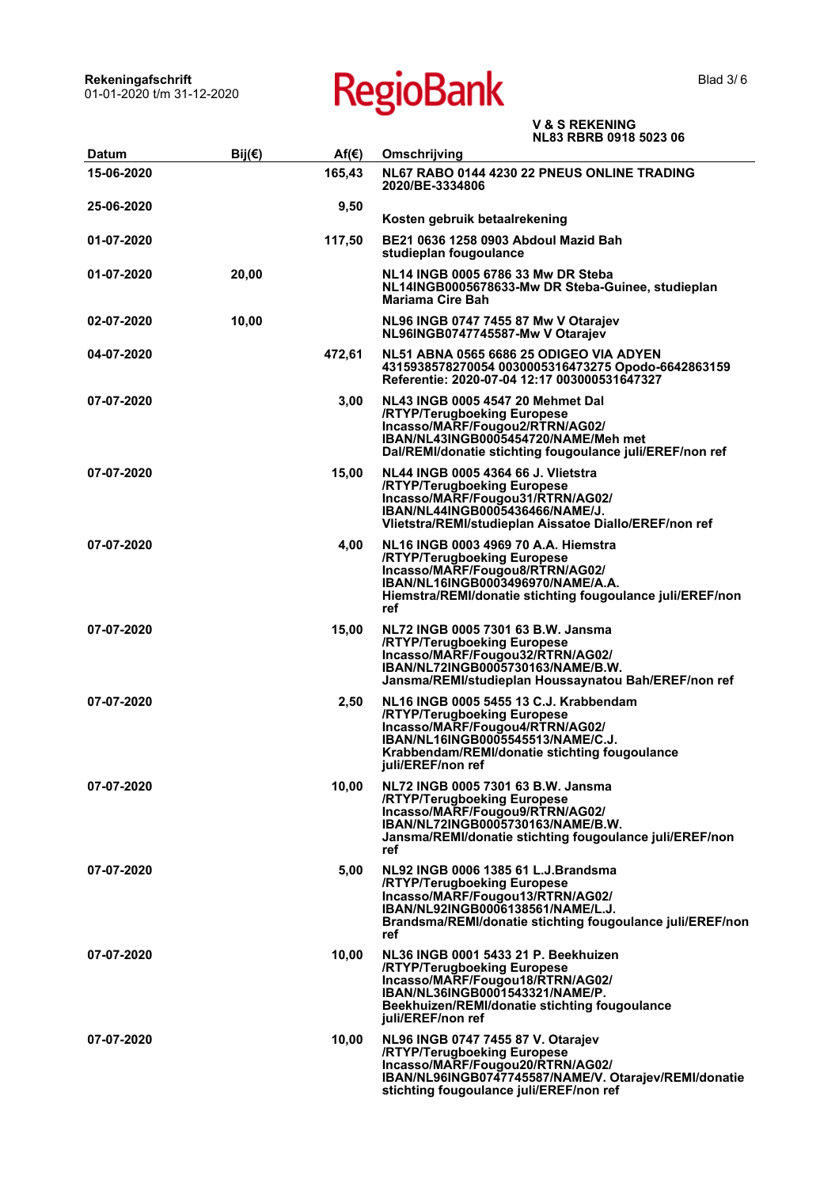**Rekeningafschrift**
01-01-2020 t/m 31-12-2020

RegioBank

**V & S REKENING**
**NL83 RBRB 0918 5023 06**

| Datum | Bij(€) | Af(€) | Omschrijving |
|---|---|---|---|
| 15-06-2020 | | 165,43 | NL67 RABO 0144 4230 22 PNEUS ONLINE TRADING 2020/BE-3334806 |
| 25-06-2020 | | 9,50 | Kosten gebruik betaalrekening |
| 01-07-2020 | | 117,50 | BE21 0636 1258 0903 Abdoul Mazid Bah studieplan fougoulance |
| 01-07-2020 | 20,00 | | NL14 INGB 0005 6786 33 Mw DR Steba NL14INGB0005678633-Mw DR Steba-Guinee, studieplan Mariama Cire Bah |
| 02-07-2020 | 10,00 | | NL96 INGB 0747 7455 87 Mw V Otarajev NL96INGB0747745587-Mw V Otarajev |
| 04-07-2020 | | 472,61 | NL51 ABNA 0565 6686 25 ODIGEO VIA ADYEN 4315938578270054 0030005316473275 Opodo-6642863159 Referentie: 2020-07-04 12:17 003000531647327 |
| 07-07-2020 | | 3,00 | NL43 INGB 0005 4547 20 Mehmet Dal /RTYP/Terugboeking Europese Incasso/MARF/Fougou2/RTRN/AG02/ IBAN/NL43INGB0005454720/NAME/Meh met Dal/REMI/donatie stichting fougoulance juli/EREF/non ref |
| 07-07-2020 | | 15,00 | NL44 INGB 0005 4364 66 J. Vlietstra /RTYP/Terugboeking Europese Incasso/MARF/Fougou31/RTRN/AG02/ IBAN/NL44INGB0005436466/NAME/J. Vlietstra/REMI/studieplan Aissatoe Diallo/EREF/non ref |
| 07-07-2020 | | 4,00 | NL16 INGB 0003 4969 70 A.A. Hiemstra /RTYP/Terugboeking Europese Incasso/MARF/Fougou8/RTRN/AG02/ IBAN/NL16INGB0003496970/NAME/A.A. Hiemstra/REMI/donatie stichting fougoulance juli/EREF/non ref |
| 07-07-2020 | | 15,00 | NL72 INGB 0005 7301 63 B.W. Jansma /RTYP/Terugboeking Europese Incasso/MARF/Fougou32/RTRN/AG02/ IBAN/NL72INGB0005730163/NAME/B.W. Jansma/REMI/studieplan Houssaynatou Bah/EREF/non ref |
| 07-07-2020 | | 2,50 | NL16 INGB 0005 5455 13 C.J. Krabbendam /RTYP/Terugboeking Europese Incasso/MARF/Fougou4/RTRN/AG02/ IBAN/NL16INGB0005545513/NAME/C.J. Krabbendam/REMI/donatie stichting fougoulance juli/EREF/non ref |
| 07-07-2020 | | 10,00 | NL72 INGB 0005 7301 63 B.W. Jansma /RTYP/Terugboeking Europese Incasso/MARF/Fougou9/RTRN/AG02/ IBAN/NL72INGB0005730163/NAME/B.W. Jansma/REMI/donatie stichting fougoulance juli/EREF/non ref |
| 07-07-2020 | | 5,00 | NL92 INGB 0006 1385 61 L.J.Brandsma /RTYP/Terugboeking Europese Incasso/MARF/Fougou13/RTRN/AG02/ IBAN/NL92INGB0006138561/NAME/L.J. Brandsma/REMI/donatie stichting fougoulance juli/EREF/non ref |
| 07-07-2020 | | 10,00 | NL36 INGB 0001 5433 21 P. Beekhuizen /RTYP/Terugboeking Europese Incasso/MARF/Fougou18/RTRN/AG02/ IBAN/NL36INGB0001543321/NAME/P. Beekhuizen/REMI/donatie stichting fougoulance juli/EREF/non ref |
| 07-07-2020 | | 10,00 | NL96 INGB 0747 7455 87 V. Otarajev /RTYP/Terugboeking Europese Incasso/MARF/Fougou20/RTRN/AG02/ IBAN/NL96INGB0747745587/NAME/V. Otarajev/REMI/donatie stichting fougoulance juli/EREF/non ref |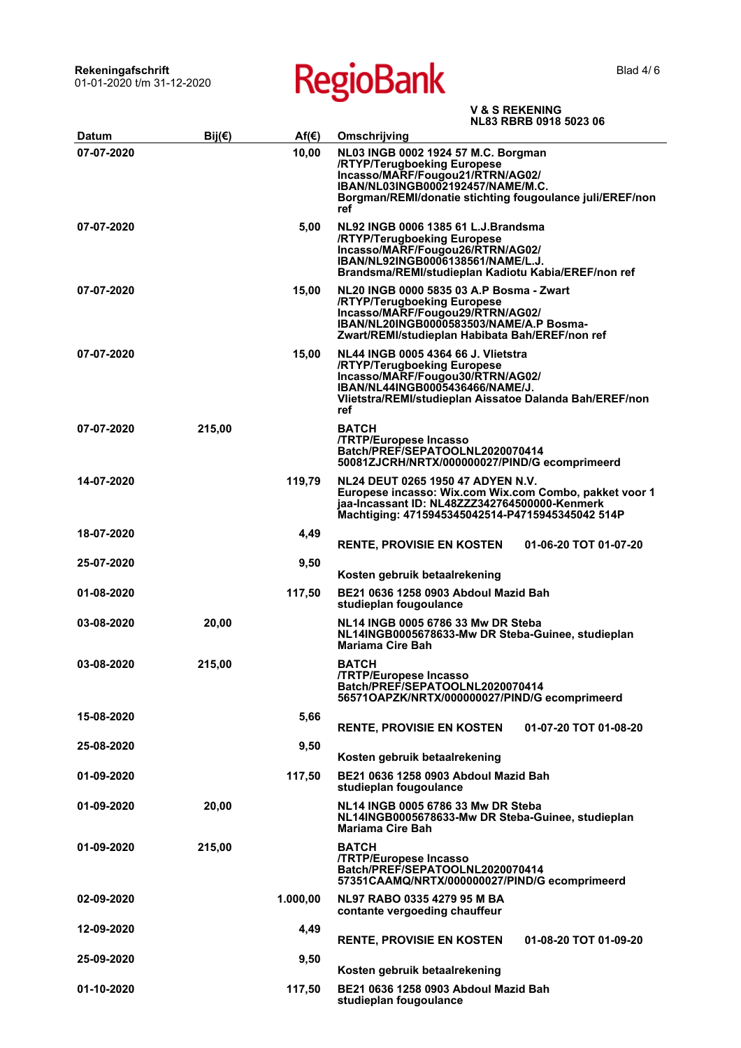**Rekeningafschrift**
01-01-2020 t/m 31-12-2020

**RegioBank**

**V & S REKENING**
**NL83 RBRB 0918 5023 06**

| Datum | Bij(€) | Af(€) | Omschrijving |
|---|---|---|---|
| 07-07-2020 | | 10,00 | NL03 INGB 0002 1924 57 M.C. Borgman /RTYP/Terugboeking Europese Incasso/MARF/Fougou21/RTRN/AG02/ IBAN/NL03INGB0002192457/NAME/M.C. Borgman/REMI/donatie stichting fougoulance juli/EREF/non ref |
| 07-07-2020 | | 5,00 | NL92 INGB 0006 1385 61 L.J.Brandsma /RTYP/Terugboeking Europese Incasso/MARF/Fougou26/RTRN/AG02/ IBAN/NL92INGB0006138561/NAME/L.J. Brandsma/REMI/studieplan Kadiotu Kabia/EREF/non ref |
| 07-07-2020 | | 15,00 | NL20 INGB 0000 5835 03 A.P Bosma - Zwart /RTYP/Terugboeking Europese Incasso/MARF/Fougou29/RTRN/AG02/ IBAN/NL20INGB0000583503/NAME/A.P Bosma-Zwart/REMI/studieplan Habibata Bah/EREF/non ref |
| 07-07-2020 | | 15,00 | NL44 INGB 0005 4364 66 J. Vlietstra /RTYP/Terugboeking Europese Incasso/MARF/Fougou30/RTRN/AG02/ IBAN/NL44INGB0005436466/NAME/J. Vlietstra/REMI/studieplan Aissatoe Dalanda Bah/EREF/non ref |
| 07-07-2020 | 215,00 | | BATCH /TRTP/Europese Incasso Batch/PREF/SEPATOOLNL2020070414 50081ZJCRH/NRTX/000000027/PIND/G ecomprimeerd |
| 14-07-2020 | | 119,79 | NL24 DEUT 0265 1950 47 ADYEN N.V. Europese incasso: Wix.com Wix.com Combo, pakket voor 1 jaa-Incassant ID: NL48ZZZ342764500000-Kenmerk Machtiging: 4715945345042514-P4715945345042 514P |
| 18-07-2020 | | 4,49 | RENTE, PROVISIE EN KOSTEN 01-06-20 TOT 01-07-20 |
| 25-07-2020 | | 9,50 | Kosten gebruik betaalrekening |
| 01-08-2020 | | 117,50 | BE21 0636 1258 0903 Abdoul Mazid Bah studieplan fougoulance |
| 03-08-2020 | 20,00 | | NL14 INGB 0005 6786 33 Mw DR Steba NL14INGB0005678633-Mw DR Steba-Guinee, studieplan Mariama Cire Bah |
| 03-08-2020 | 215,00 | | BATCH /TRTP/Europese Incasso Batch/PREF/SEPATOOLNL2020070414 56571OAPZK/NRTX/000000027/PIND/G ecomprimeerd |
| 15-08-2020 | | 5,66 | RENTE, PROVISIE EN KOSTEN 01-07-20 TOT 01-08-20 |
| 25-08-2020 | | 9,50 | Kosten gebruik betaalrekening |
| 01-09-2020 | | 117,50 | BE21 0636 1258 0903 Abdoul Mazid Bah studieplan fougoulance |
| 01-09-2020 | 20,00 | | NL14 INGB 0005 6786 33 Mw DR Steba NL14INGB0005678633-Mw DR Steba-Guinee, studieplan Mariama Cire Bah |
| 01-09-2020 | 215,00 | | BATCH /TRTP/Europese Incasso Batch/PREF/SEPATOOLNL2020070414 57351CAAMQ/NRTX/000000027/PIND/G ecomprimeerd |
| 02-09-2020 | | 1.000,00 | NL97 RABO 0335 4279 95 M BA contante vergoeding chauffeur |
| 12-09-2020 | | 4,49 | RENTE, PROVISIE EN KOSTEN 01-08-20 TOT 01-09-20 |
| 25-09-2020 | | 9,50 | Kosten gebruik betaalrekening |
| 01-10-2020 | | 117,50 | BE21 0636 1258 0903 Abdoul Mazid Bah studieplan fougoulance |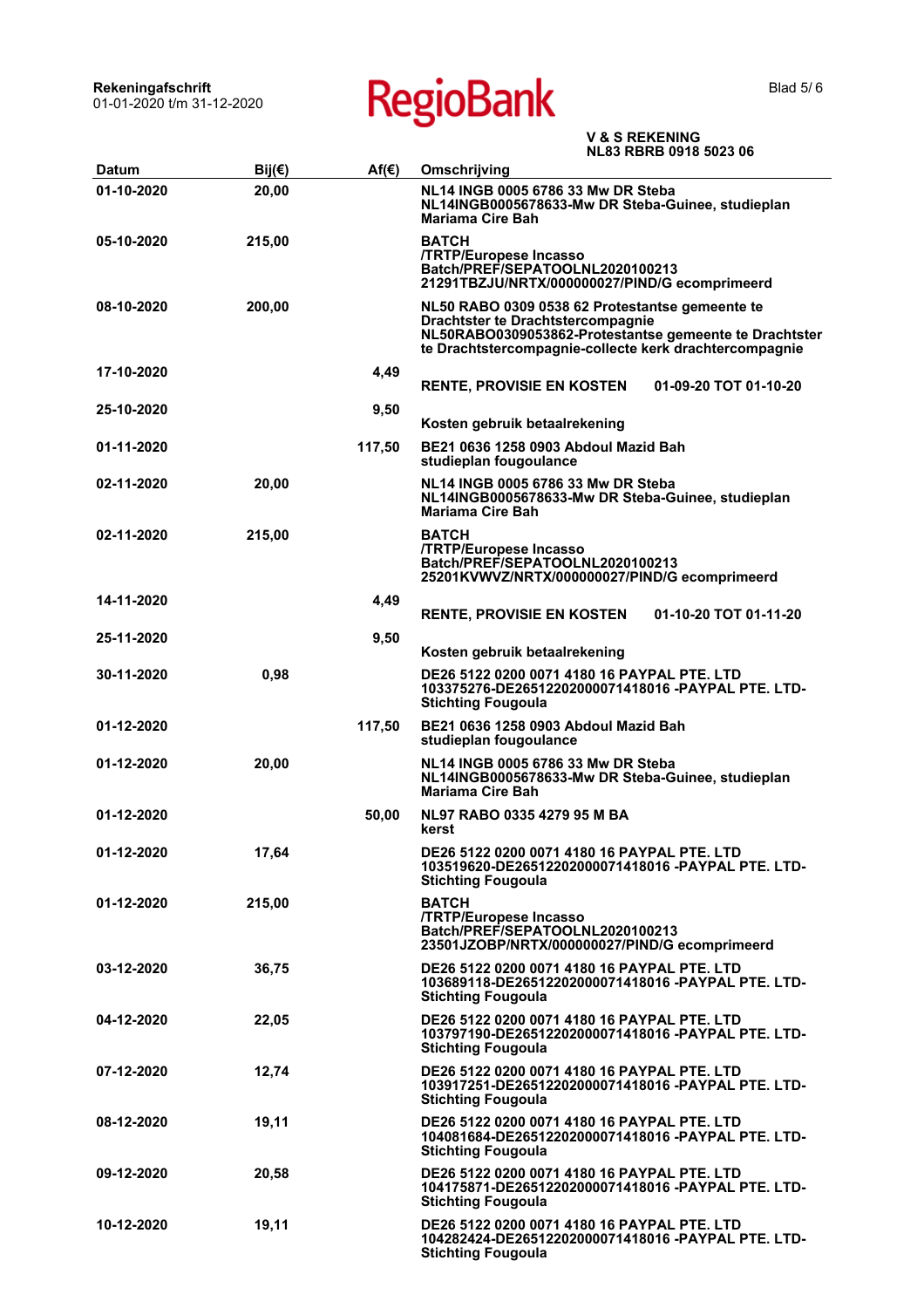**Rekeningafschrift**
01-01-2020 t/m 31-12-2020

RegioBank

**V & S REKENING**
**NL83 RBRB 0918 5023 06**

| Datum | Bij(€) | Af(€) | Omschrijving |
|---|---|---|---|
| 01-10-2020 | 20,00 | | NL14 INGB 0005 6786 33 Mw DR Steba NL14INGB0005678633-Mw DR Steba-Guinee, studieplan Mariama Cire Bah |
| 05-10-2020 | 215,00 | | BATCH /TRTP/Europese Incasso Batch/PREF/SEPATOOLNL2020100213 21291TBZJU/NRTX/000000027/PIND/G ecomprimeerd |
| 08-10-2020 | 200,00 | | NL50 RABO 0309 0538 62 Protestantse gemeente te Drachtster te Drachtstercompagnie NL50RABO0309053862-Protestantse gemeente te Drachtster te Drachtstercompagnie-collecte kerk drachtercompagnie |
| 17-10-2020 | | 4,49 | RENTE, PROVISIE EN KOSTEN 01-09-20 TOT 01-10-20 |
| 25-10-2020 | | 9,50 | Kosten gebruik betaalrekening |
| 01-11-2020 | | 117,50 | BE21 0636 1258 0903 Abdoul Mazid Bah studieplan fougoulance |
| 02-11-2020 | 20,00 | | NL14 INGB 0005 6786 33 Mw DR Steba NL14INGB0005678633-Mw DR Steba-Guinee, studieplan Mariama Cire Bah |
| 02-11-2020 | 215,00 | | BATCH /TRTP/Europese Incasso Batch/PREF/SEPATOOLNL2020100213 25201KVWVZ/NRTX/000000027/PIND/G ecomprimeerd |
| 14-11-2020 | | 4,49 | RENTE, PROVISIE EN KOSTEN 01-10-20 TOT 01-11-20 |
| 25-11-2020 | | 9,50 | Kosten gebruik betaalrekening |
| 30-11-2020 | 0,98 | | DE26 5122 0200 0071 4180 16 PAYPAL PTE. LTD 103375276-DE26512202000071418016 -PAYPAL PTE. LTD- Stichting Fougoula |
| 01-12-2020 | | 117,50 | BE21 0636 1258 0903 Abdoul Mazid Bah studieplan fougoulance |
| 01-12-2020 | 20,00 | | NL14 INGB 0005 6786 33 Mw DR Steba NL14INGB0005678633-Mw DR Steba-Guinee, studieplan Mariama Cire Bah |
| 01-12-2020 | | 50,00 | NL97 RABO 0335 4279 95 M BA kerst |
| 01-12-2020 | 17,64 | | DE26 5122 0200 0071 4180 16 PAYPAL PTE. LTD 103519620-DE26512202000071418016 -PAYPAL PTE. LTD- Stichting Fougoula |
| 01-12-2020 | 215,00 | | BATCH /TRTP/Europese Incasso Batch/PREF/SEPATOOLNL2020100213 23501JZOBP/NRTX/000000027/PIND/G ecomprimeerd |
| 03-12-2020 | 36,75 | | DE26 5122 0200 0071 4180 16 PAYPAL PTE. LTD 103689118-DE26512202000071418016 -PAYPAL PTE. LTD- Stichting Fougoula |
| 04-12-2020 | 22,05 | | DE26 5122 0200 0071 4180 16 PAYPAL PTE. LTD 103797190-DE26512202000071418016 -PAYPAL PTE. LTD- Stichting Fougoula |
| 07-12-2020 | 12,74 | | DE26 5122 0200 0071 4180 16 PAYPAL PTE. LTD 103917251-DE26512202000071418016 -PAYPAL PTE. LTD- Stichting Fougoula |
| 08-12-2020 | 19,11 | | DE26 5122 0200 0071 4180 16 PAYPAL PTE. LTD 104081684-DE26512202000071418016 -PAYPAL PTE. LTD- Stichting Fougoula |
| 09-12-2020 | 20,58 | | DE26 5122 0200 0071 4180 16 PAYPAL PTE. LTD 104175871-DE26512202000071418016 -PAYPAL PTE. LTD- Stichting Fougoula |
| 10-12-2020 | 19,11 | | DE26 5122 0200 0071 4180 16 PAYPAL PTE. LTD 104282424-DE26512202000071418016 -PAYPAL PTE. LTD- Stichting Fougoula |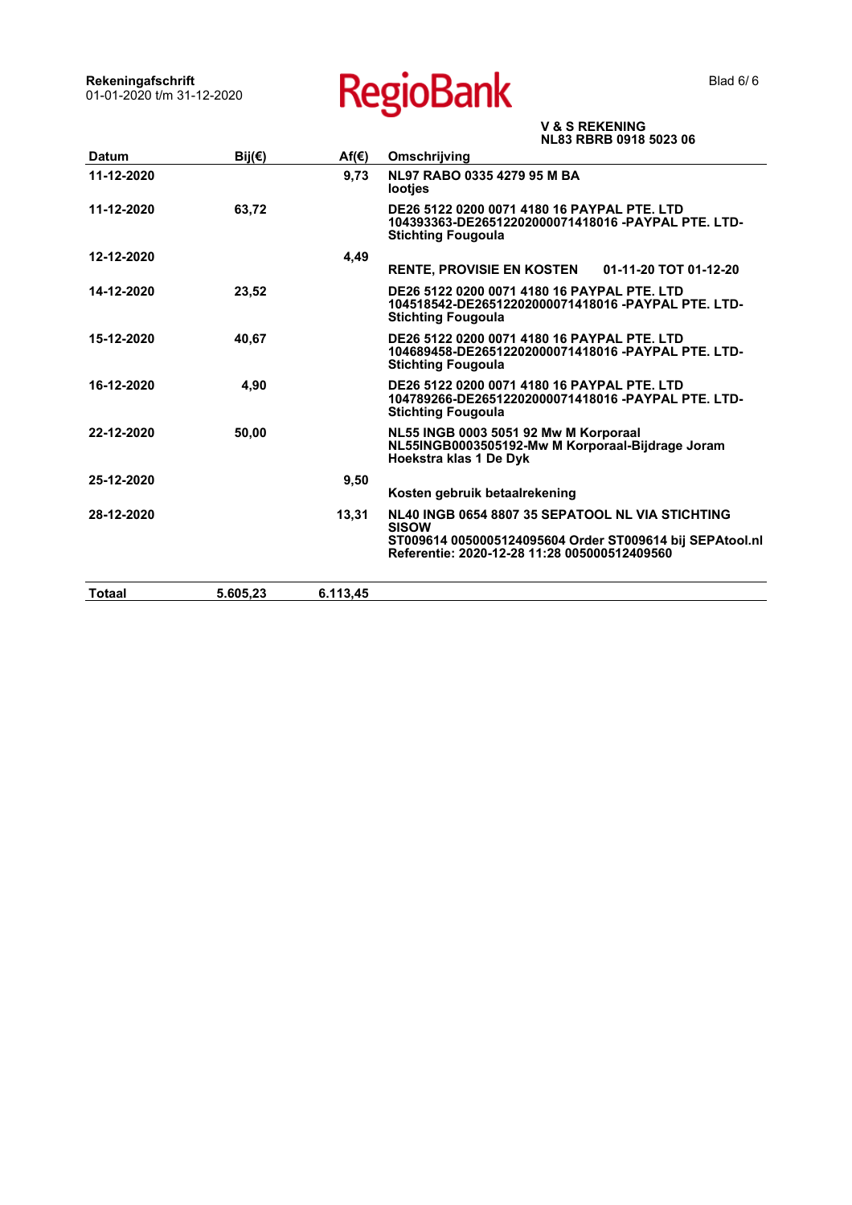**Rekeningafschrift**
01-01-2020 t/m 31-12-2020

RegioBank

**V & S REKENING**
**NL83 RBRB 0918 5023 06**

| Datum | Bij(€) | Af(€) | Omschrijving |
|---|---|---|---|
| 11-12-2020 | | 9,73 | NL97 RABO 0335 4279 95 M BA lootjes |
| 11-12-2020 | 63,72 | | DE26 5122 0200 0071 4180 16 PAYPAL PTE. LTD 104393363-DE26512202000071418016 -PAYPAL PTE. LTD- Stichting Fougoula |
| 12-12-2020 | | 4,49 | RENTE, PROVISIE EN KOSTEN 01-11-20 TOT 01-12-20 |
| 14-12-2020 | 23,52 | | DE26 5122 0200 0071 4180 16 PAYPAL PTE. LTD 104518542-DE26512202000071418016 -PAYPAL PTE. LTD- Stichting Fougoula |
| 15-12-2020 | 40,67 | | DE26 5122 0200 0071 4180 16 PAYPAL PTE. LTD 104689458-DE26512202000071418016 -PAYPAL PTE. LTD- Stichting Fougoula |
| 16-12-2020 | 4,90 | | DE26 5122 0200 0071 4180 16 PAYPAL PTE. LTD 104789266-DE26512202000071418016 -PAYPAL PTE. LTD- Stichting Fougoula |
| 22-12-2020 | 50,00 | | NL55 INGB 0003 5051 92 Mw M Korporaal NL55INGB0003505192-Mw M Korporaal-Bijdrage Joram Hoekstra klas 1 De Dyk |
| 25-12-2020 | | 9,50 | Kosten gebruik betaalrekening |
| 28-12-2020 | | 13,31 | NL40 INGB 0654 8807 35 SEPATOOL NL VIA STICHTING SISOW ST009614 0050005124095604 Order ST009614 bij SEPAtool.nl Referentie: 2020-12-28 11:28 005000512409560 |
| **Totaal** | **5.605,23** | **6.113,45** | |